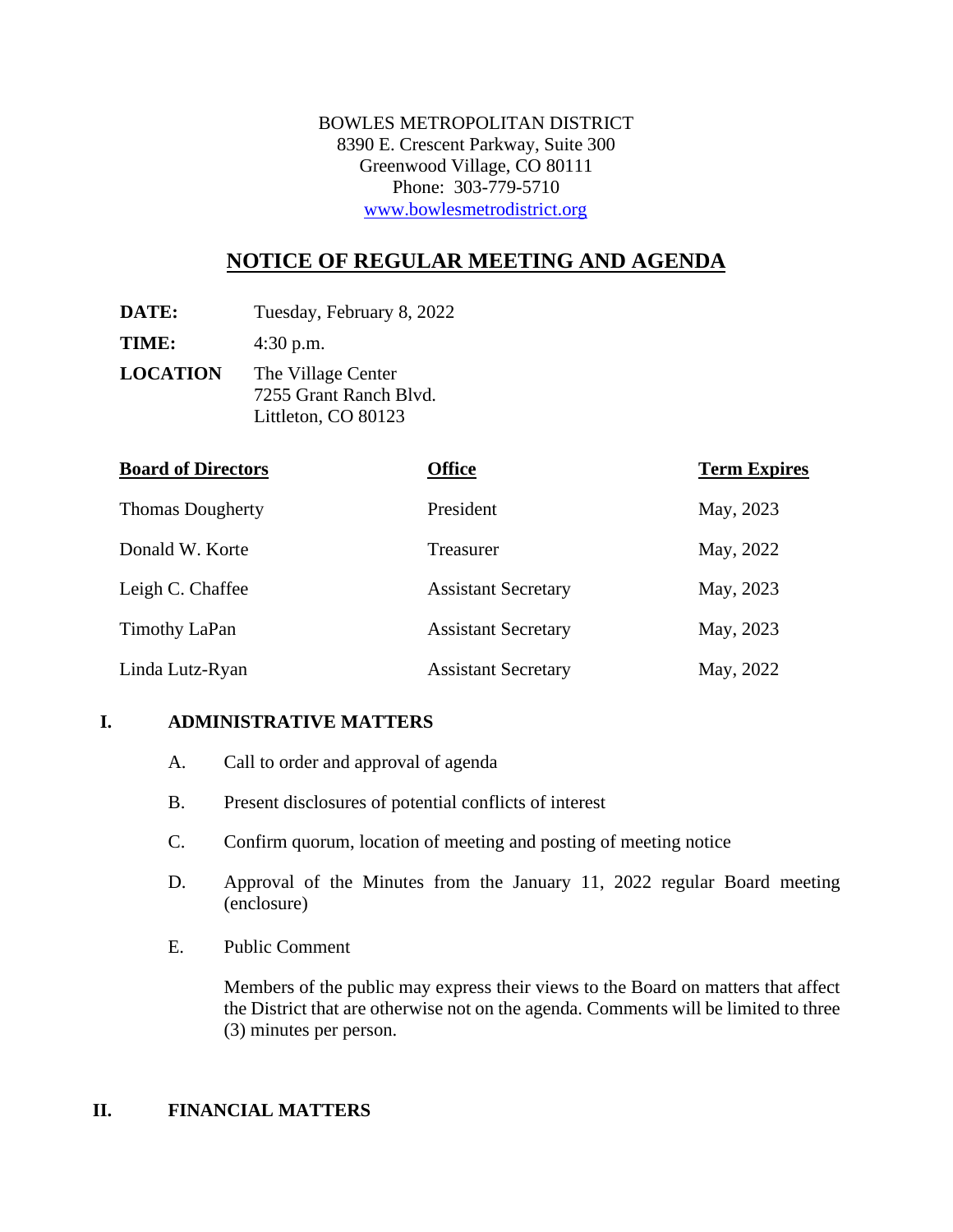BOWLES METROPOLITAN DISTRICT
8390 E. Crescent Parkway, Suite 300
Greenwood Village, CO 80111
Phone: 303-779-5710
[www.bowlesmetrodistrict.org](http://www.bowlesmetrodistrict.org)

# NOTICE OF REGULAR MEETING AND AGENDA

**DATE:** Tuesday, February 8, 2022

**TIME:** 4:30 p.m.

**LOCATION** The Village Center
7255 Grant Ranch Blvd.
Littleton, CO 80123

| Board of Directors | Office | Term Expires |
|---|---|---|
| Thomas Dougherty | President | May, 2023 |
| Donald W. Korte | Treasurer | May, 2022 |
| Leigh C. Chaffee | Assistant Secretary | May, 2023 |
| Timothy LaPan | Assistant Secretary | May, 2023 |
| Linda Lutz-Ryan | Assistant Secretary | May, 2022 |

## I. ADMINISTRATIVE MATTERS

A. Call to order and approval of agenda

B. Present disclosures of potential conflicts of interest

C. Confirm quorum, location of meeting and posting of meeting notice

D. Approval of the Minutes from the January 11, 2022 regular Board meeting (enclosure)

E. Public Comment

Members of the public may express their views to the Board on matters that affect the District that are otherwise not on the agenda. Comments will be limited to three (3) minutes per person.

## II. FINANCIAL MATTERS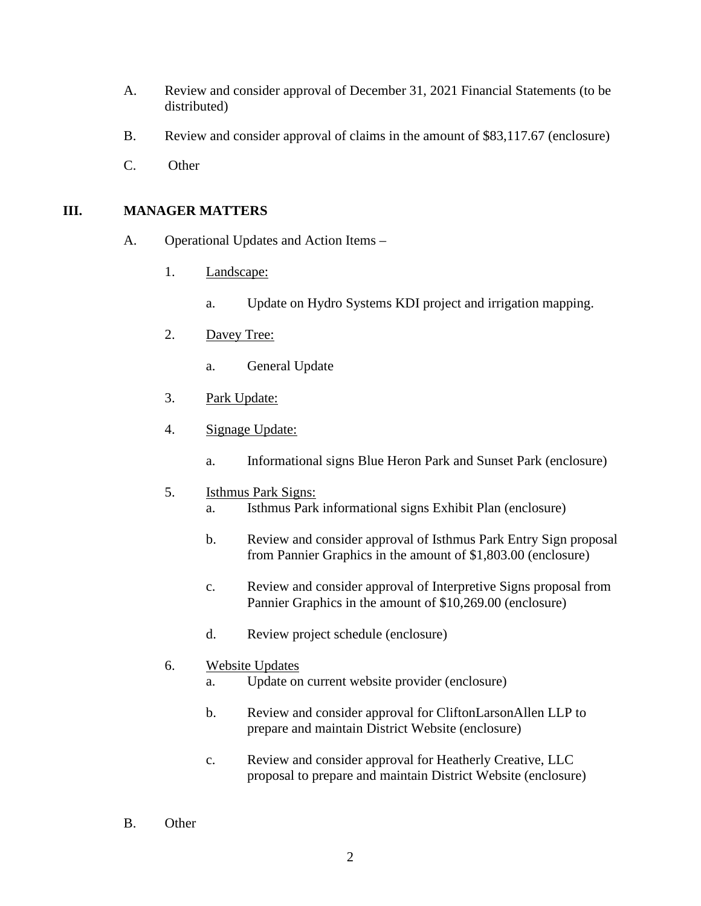A. Review and consider approval of December 31, 2021 Financial Statements (to be distributed)

B. Review and consider approval of claims in the amount of $83,117.67 (enclosure)

C. Other

## III. MANAGER MATTERS

A. Operational Updates and Action Items –

1. Landscape:

   a. Update on Hydro Systems KDI project and irrigation mapping.

2. Davey Tree:

   a. General Update

3. Park Update:

4. Signage Update:

   a. Informational signs Blue Heron Park and Sunset Park (enclosure)

5. Isthmus Park Signs:

   a. Isthmus Park informational signs Exhibit Plan (enclosure)

   b. Review and consider approval of Isthmus Park Entry Sign proposal from Pannier Graphics in the amount of $1,803.00 (enclosure)

   c. Review and consider approval of Interpretive Signs proposal from Pannier Graphics in the amount of $10,269.00 (enclosure)

   d. Review project schedule (enclosure)

6. Website Updates

   a. Update on current website provider (enclosure)

   b. Review and consider approval for CliftonLarsonAllen LLP to prepare and maintain District Website (enclosure)

   c. Review and consider approval for Heatherly Creative, LLC proposal to prepare and maintain District Website (enclosure)

B. Other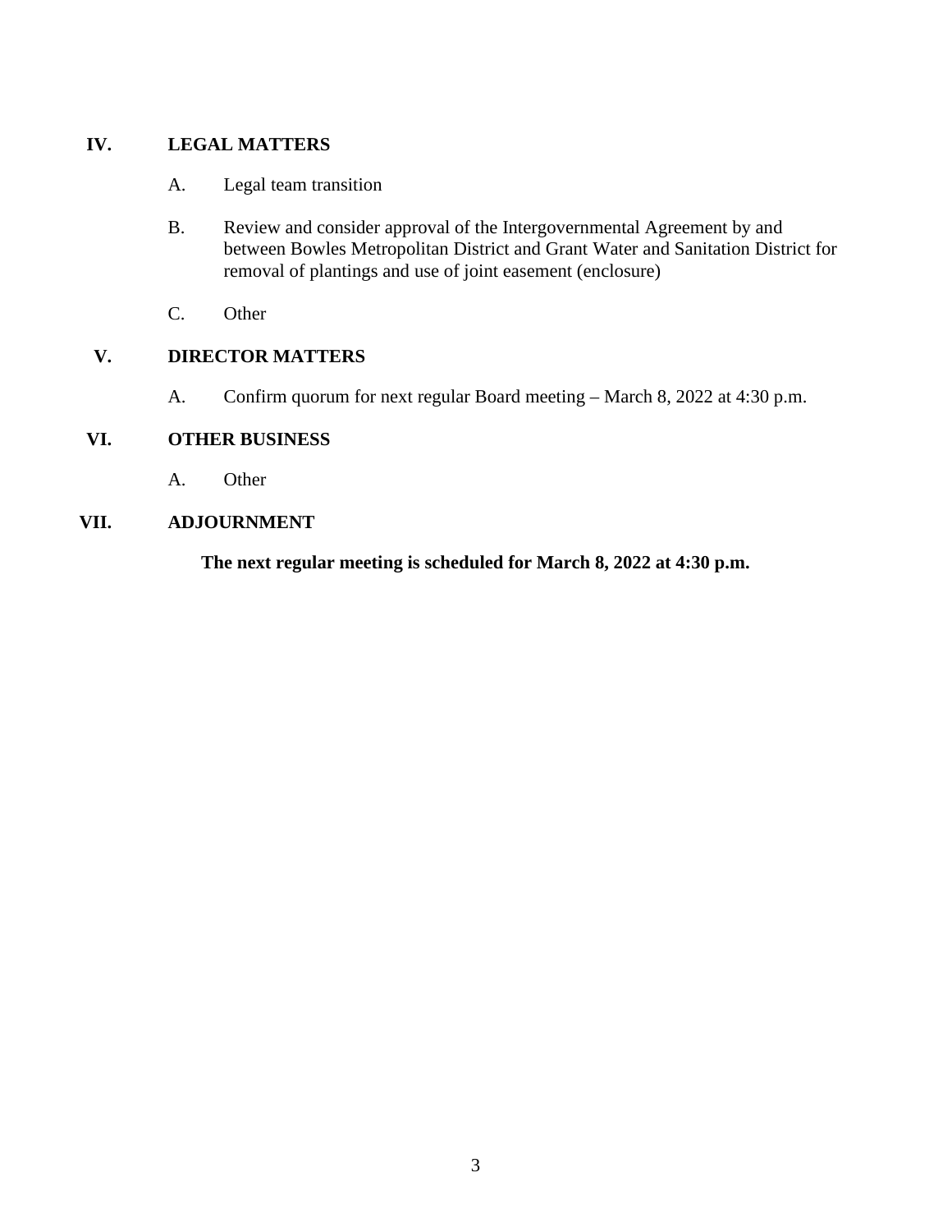**IV. LEGAL MATTERS**

A. Legal team transition

B. Review and consider approval of the Intergovernmental Agreement by and between Bowles Metropolitan District and Grant Water and Sanitation District for removal of plantings and use of joint easement (enclosure)

C. Other

**V. DIRECTOR MATTERS**

A. Confirm quorum for next regular Board meeting – March 8, 2022 at 4:30 p.m.

**VI. OTHER BUSINESS**

A. Other

**VII. ADJOURNMENT**

**The next regular meeting is scheduled for March 8, 2022 at 4:30 p.m.**